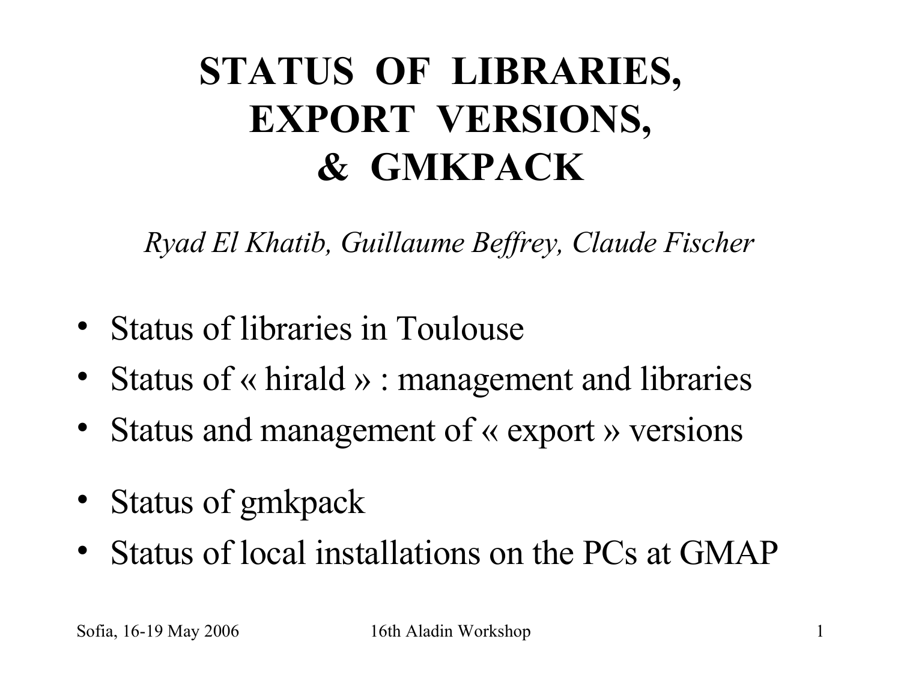# STATUS OF LIBRARIES, EXPORT VERSIONS, & GMKPACK

*Ryad El Khatib, Guillaume Beffrey, Claude Fischer*

- Status of libraries in Toulouse
- Status of « hirald » : management and libraries
- Status and management of « export » versions

- Status of gmkpack
- Status of local installations on the PCs at GMAP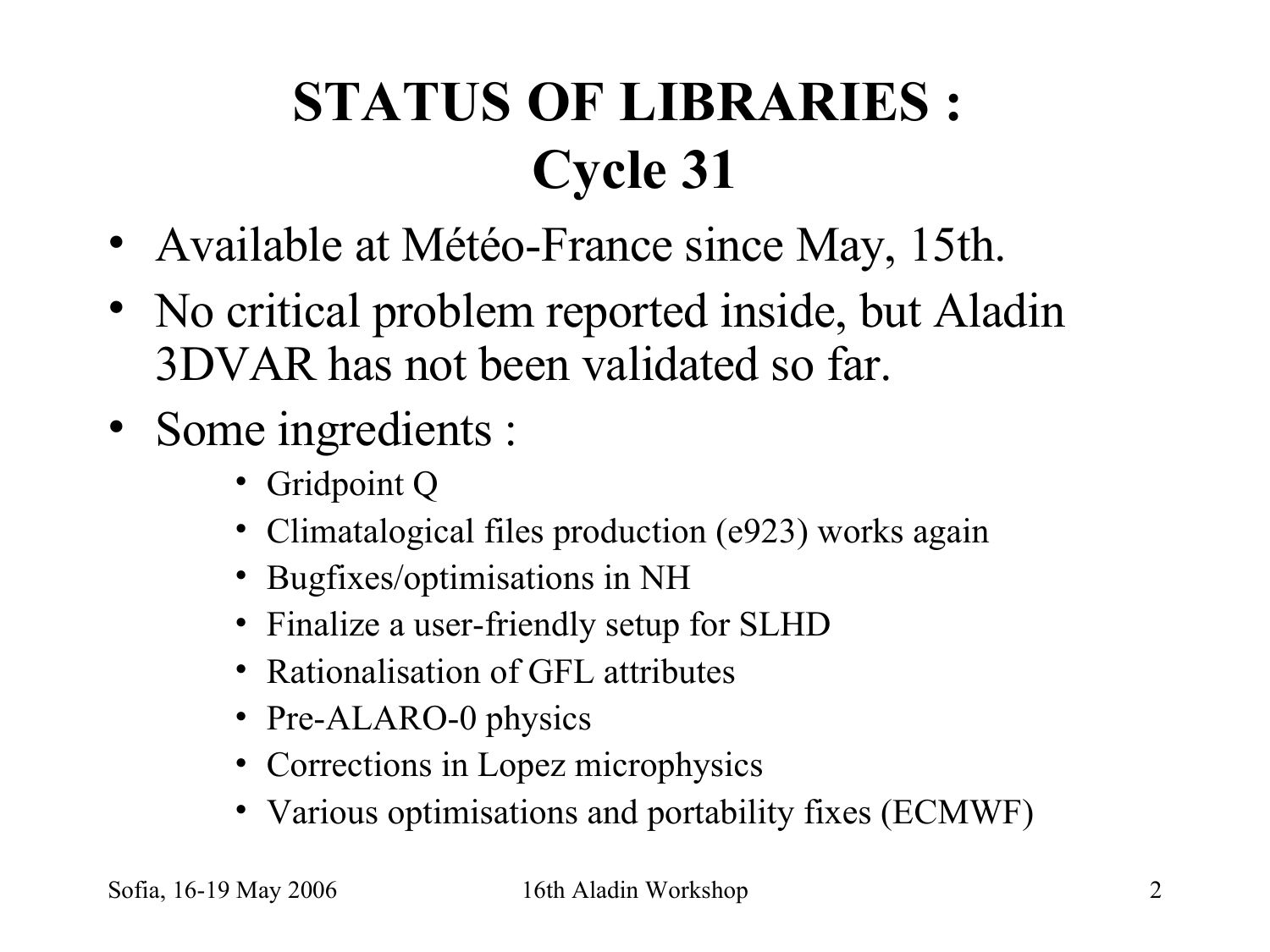# STATUS OF LIBRARIES : Cycle 31

- Available at Météo-France since May, 15th.
- No critical problem reported inside, but Aladin 3DVAR has not been validated so far.
- Some ingredients :
  - Gridpoint Q
  - Climatalogical files production (e923) works again
  - Bugfixes/optimisations in NH
  - Finalize a user-friendly setup for SLHD
  - Rationalisation of GFL attributes
  - Pre-ALARO-0 physics
  - Corrections in Lopez microphysics
  - Various optimisations and portability fixes (ECMWF)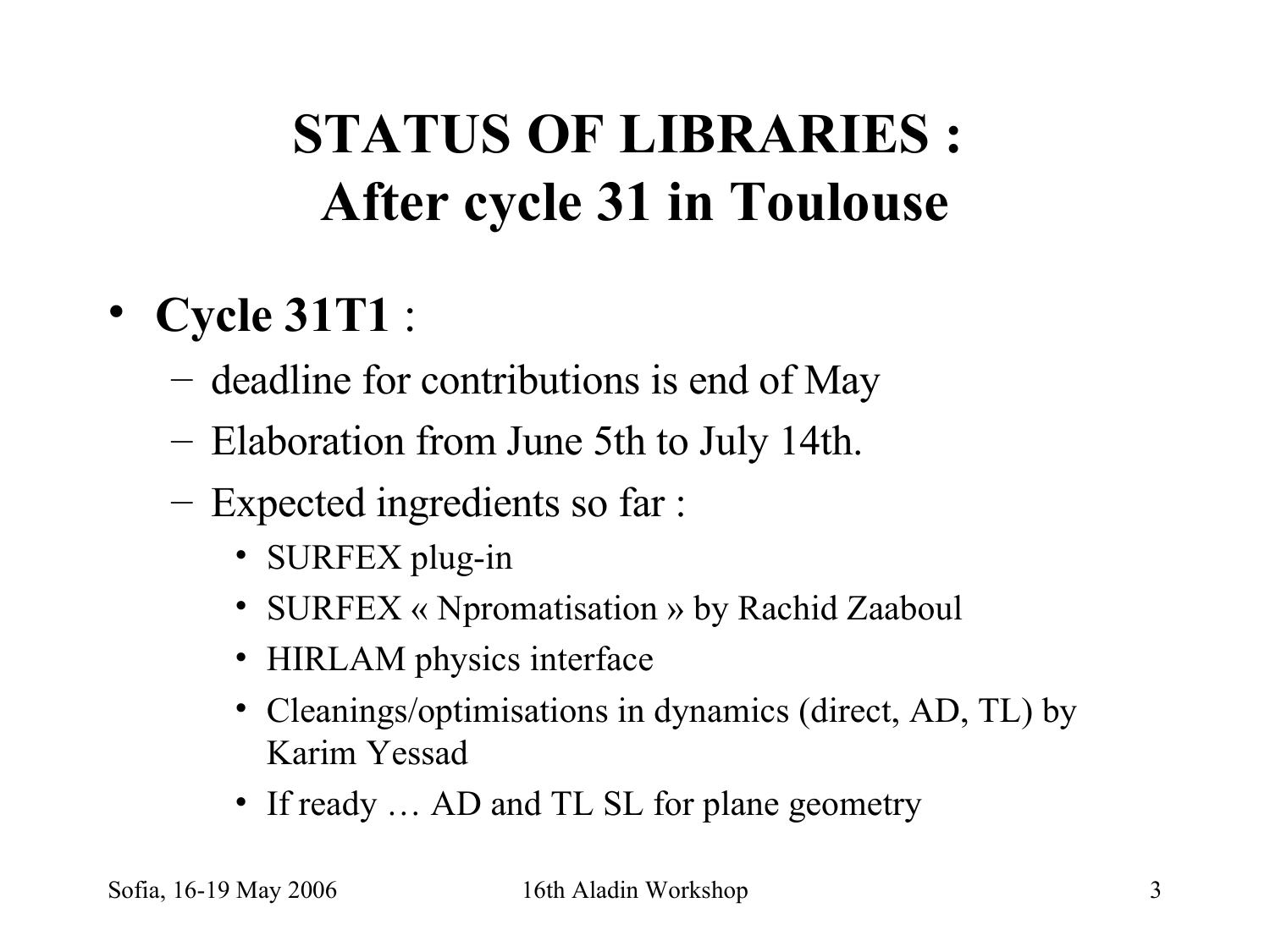# STATUS OF LIBRARIES : After cycle 31 in Toulouse

- **Cycle 31T1** :
  - deadline for contributions is end of May
  - Elaboration from June 5th to July 14th.
  - Expected ingredients so far :
    - SURFEX plug-in
    - SURFEX « Npromatisation » by Rachid Zaaboul
    - HIRLAM physics interface
    - Cleanings/optimisations in dynamics (direct, AD, TL) by Karim Yessad
    - If ready … AD and TL SL for plane geometry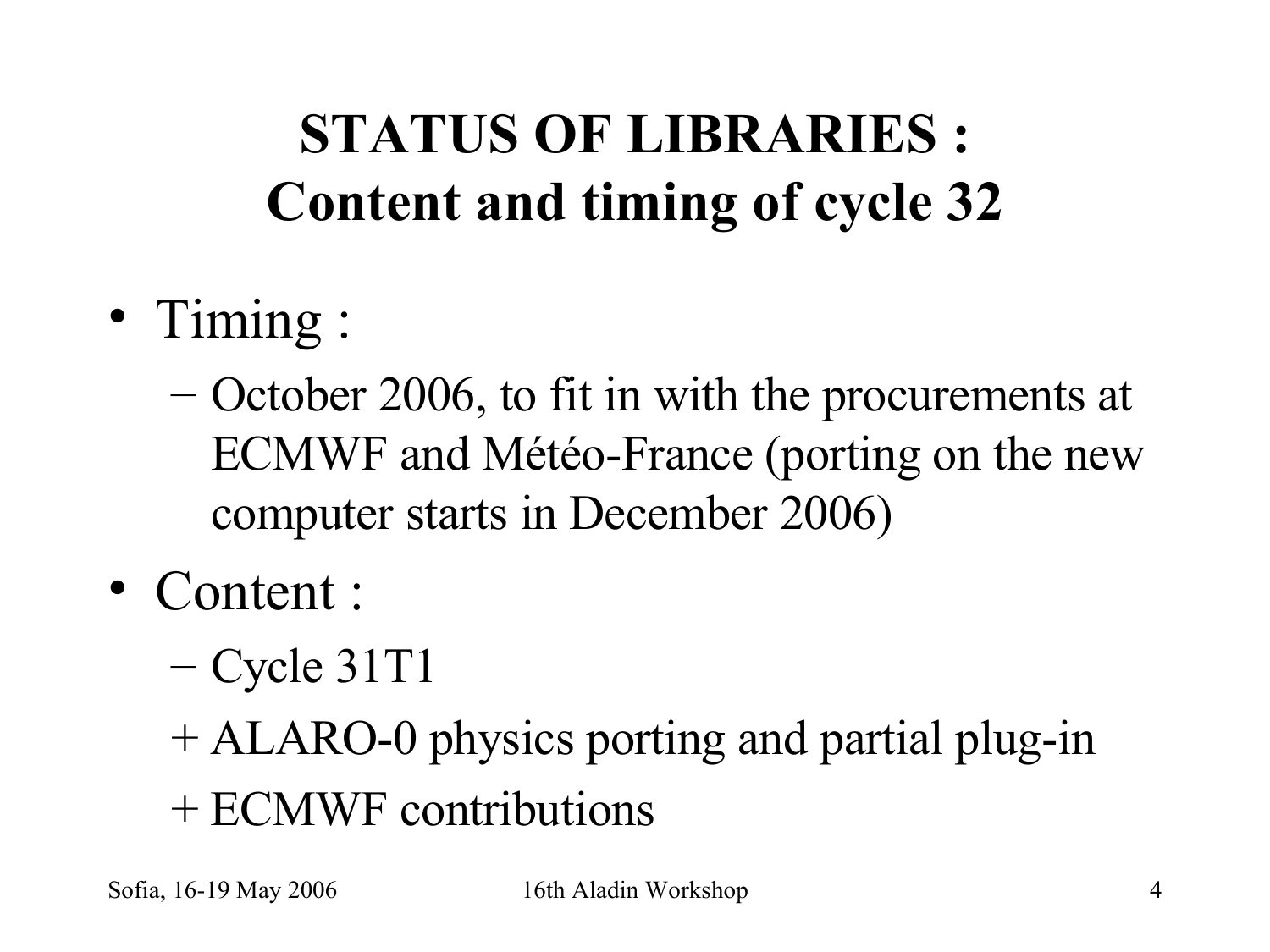# STATUS OF LIBRARIES : Content and timing of cycle 32

- Timing :
  - October 2006, to fit in with the procurements at ECMWF and Météo-France (porting on the new computer starts in December 2006)
- Content :
  - Cycle 31T1

  + ALARO-0 physics porting and partial plug-in

  + ECMWF contributions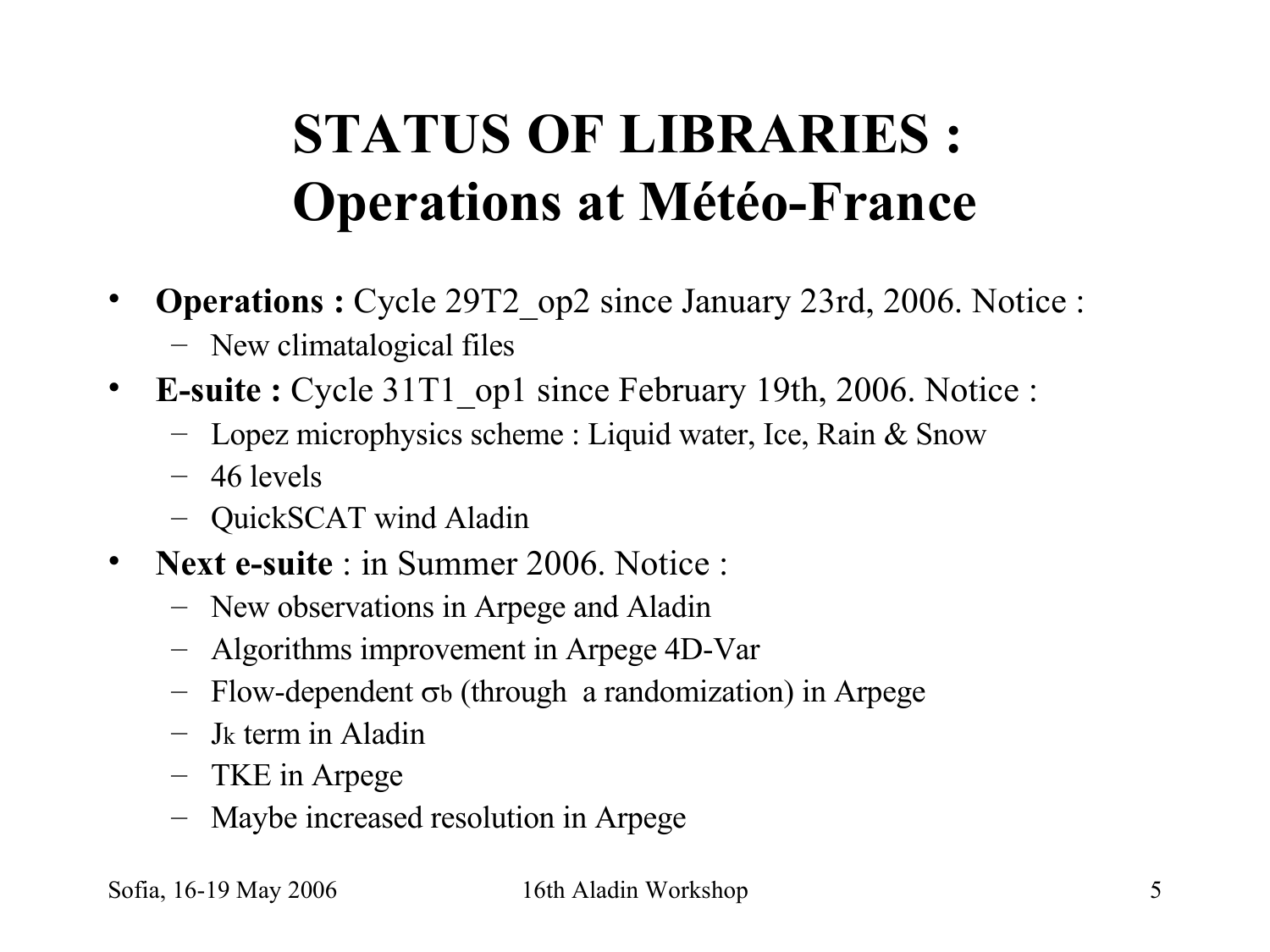# STATUS OF LIBRARIES : Operations at Météo-France

- **Operations :** Cycle 29T2_op2 since January 23rd, 2006. Notice :
  - New climatalogical files
- **E-suite :** Cycle 31T1_op1 since February 19th, 2006. Notice :
  - Lopez microphysics scheme : Liquid water, Ice, Rain & Snow
  - 46 levels
  - QuickSCAT wind Aladin
- **Next e-suite** : in Summer 2006. Notice :
  - New observations in Arpege and Aladin
  - Algorithms improvement in Arpege 4D-Var
  - Flow-dependent $\sigma_b$ (through a randomization) in Arpege
  - $J_k$ term in Aladin
  - TKE in Arpege
  - Maybe increased resolution in Arpege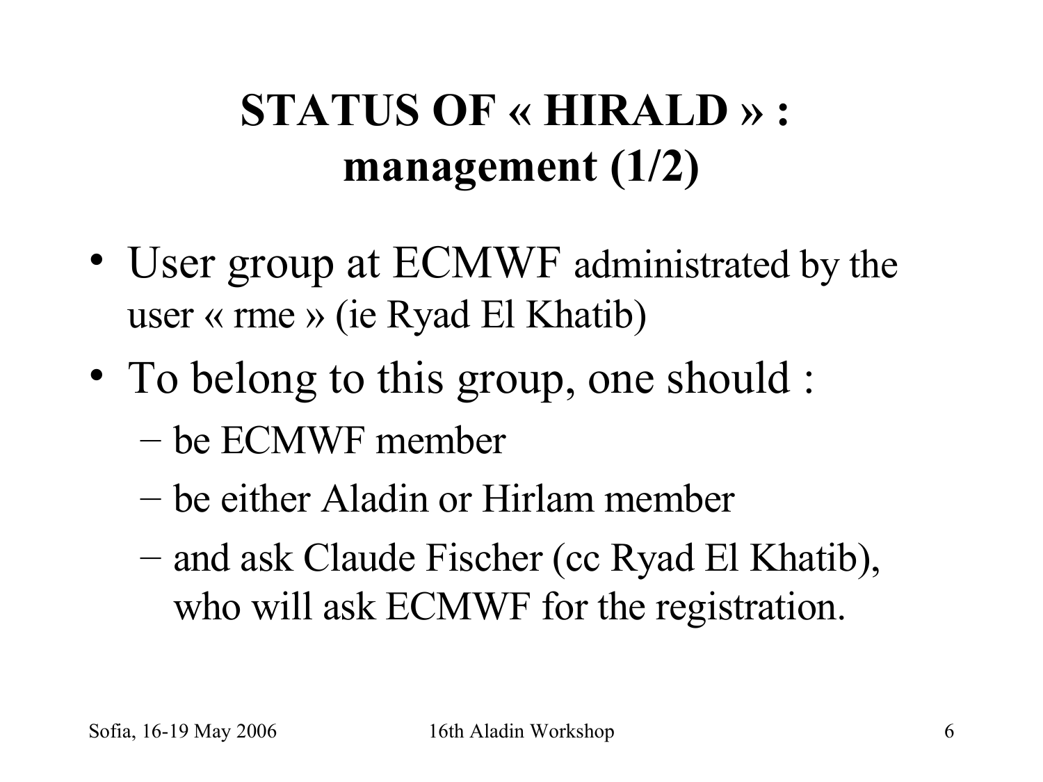# STATUS OF « HIRALD » : management (1/2)

- User group at ECMWF administrated by the user « rme » (ie Ryad El Khatib)
- To belong to this group, one should :
  - be ECMWF member
  - be either Aladin or Hirlam member
  - and ask Claude Fischer (cc Ryad El Khatib), who will ask ECMWF for the registration.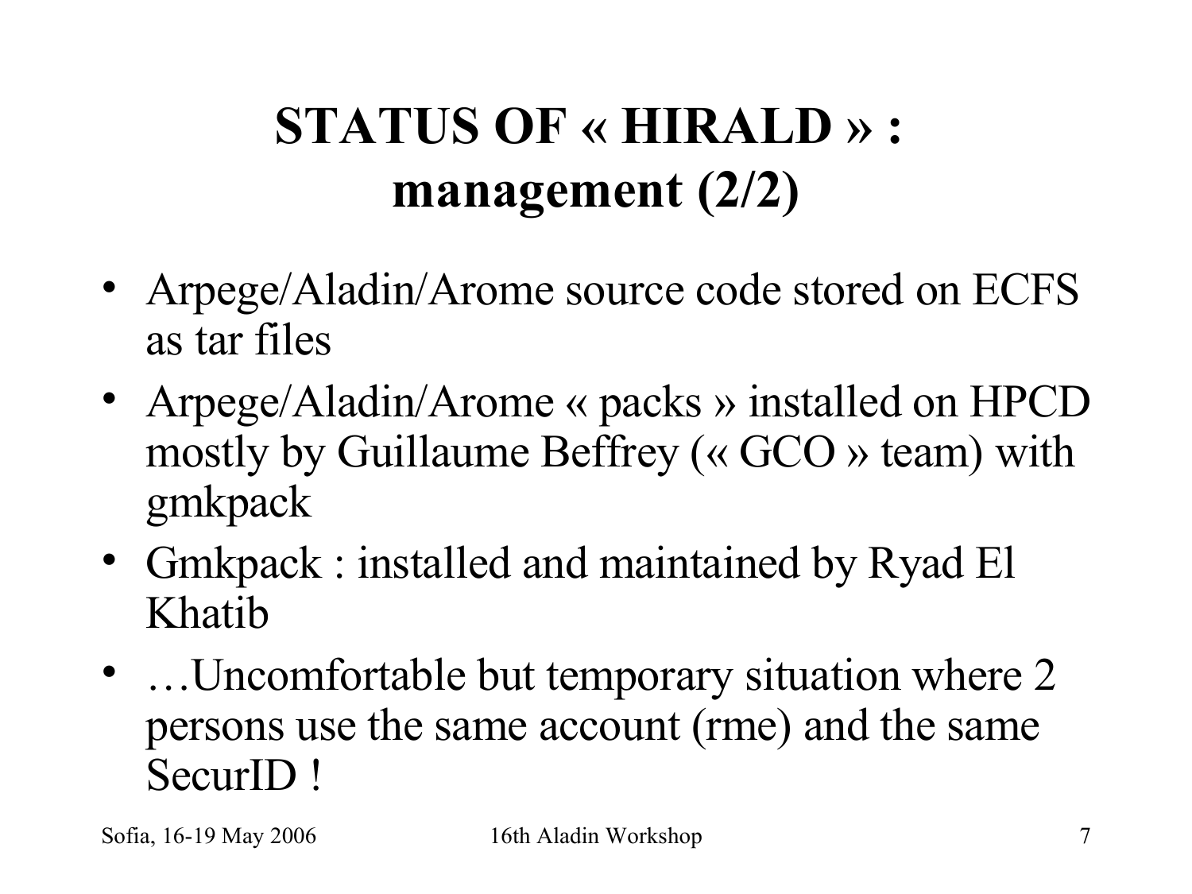# STATUS OF « HIRALD » : management (2/2)

- Arpege/Aladin/Arome source code stored on ECFS as tar files
- Arpege/Aladin/Arome « packs » installed on HPCD mostly by Guillaume Beffrey (« GCO » team) with gmkpack
- Gmkpack : installed and maintained by Ryad El Khatib
- …Uncomfortable but temporary situation where 2 persons use the same account (rme) and the same SecurID !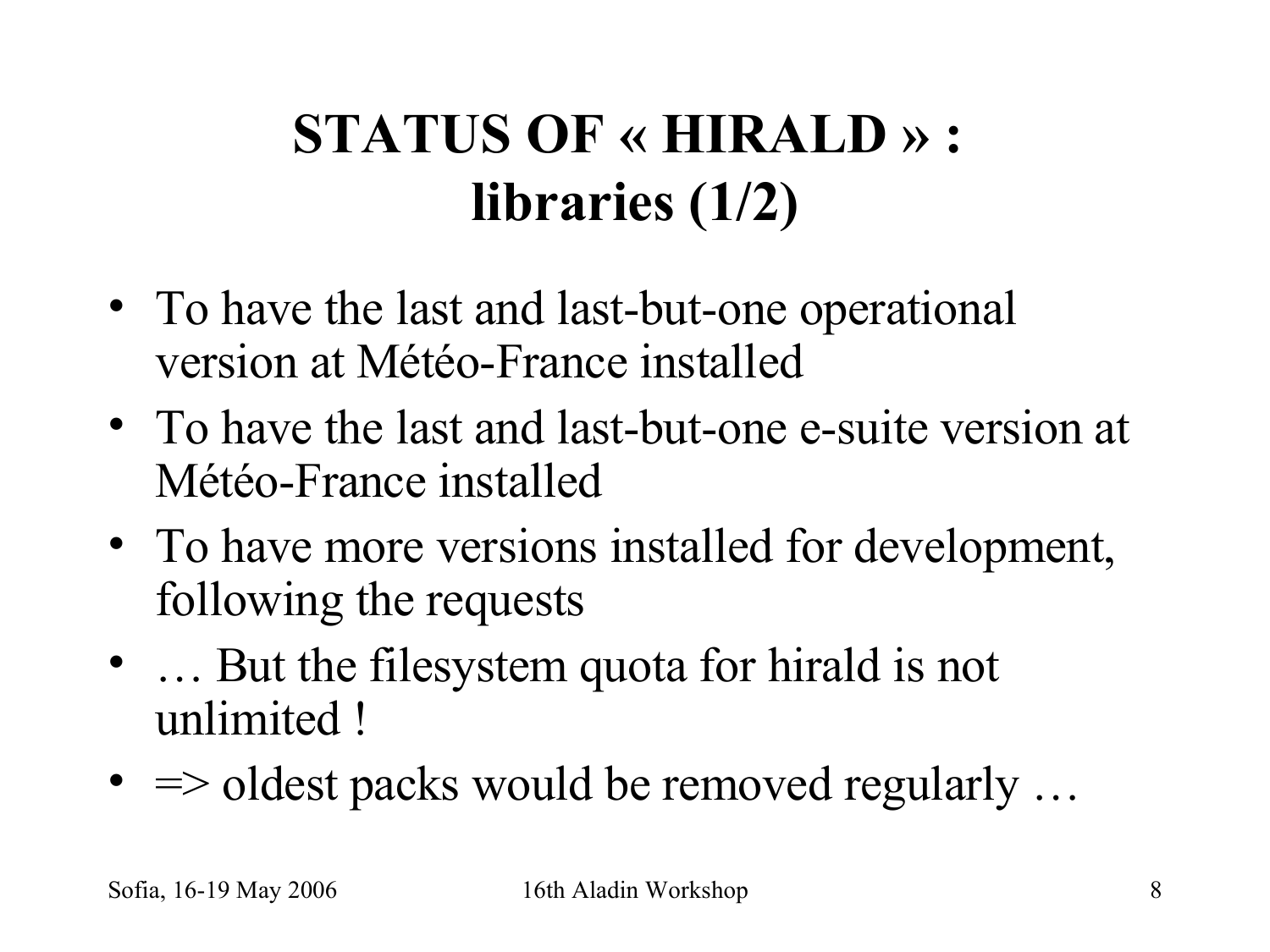# STATUS OF « HIRALD » : libraries (1/2)

- To have the last and last-but-one operational version at Météo-France installed
- To have the last and last-but-one e-suite version at Météo-France installed
- To have more versions installed for development, following the requests
- … But the filesystem quota for hirald is not unlimited !
- => oldest packs would be removed regularly …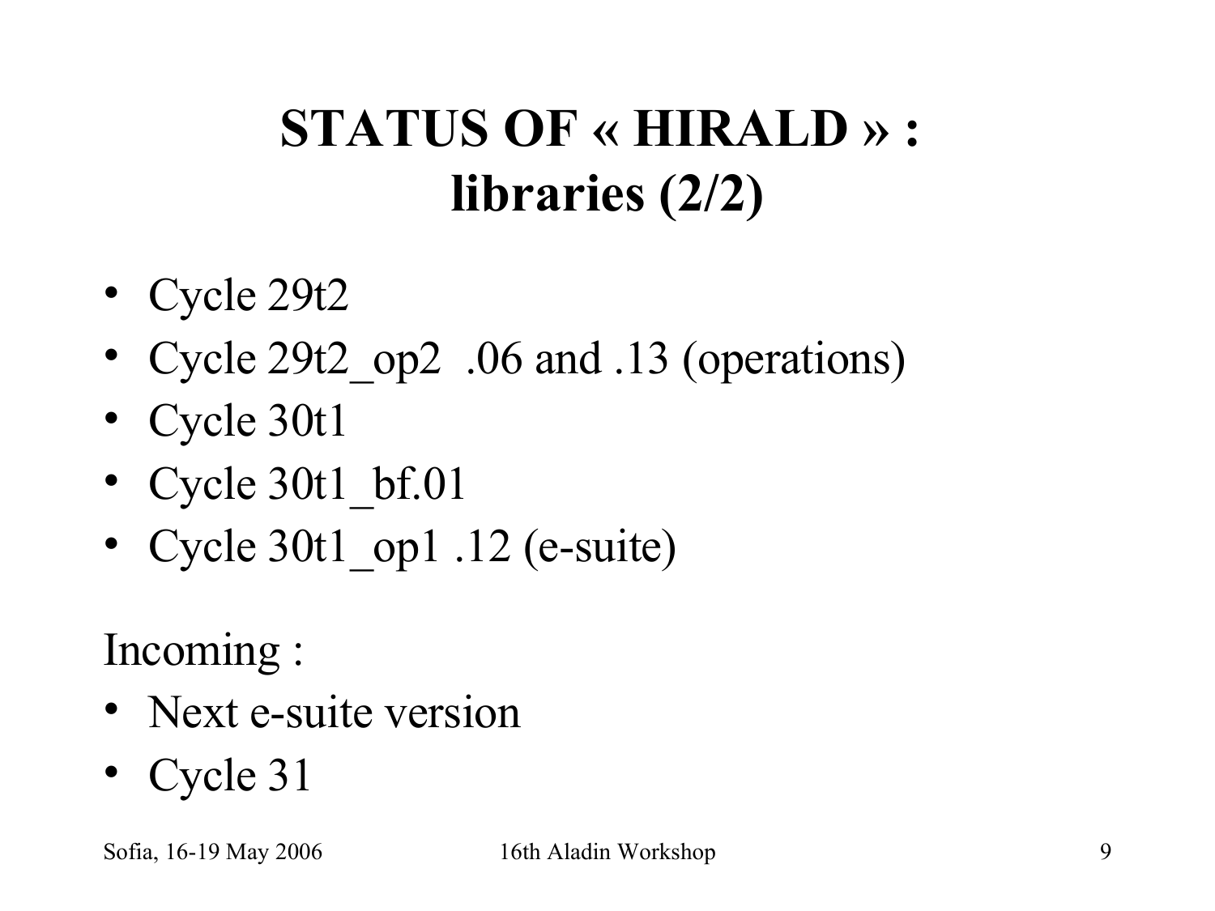# STATUS OF « HIRALD » : libraries (2/2)

- Cycle 29t2
- Cycle 29t2_op2 .06 and .13 (operations)
- Cycle 30t1
- Cycle 30t1_bf.01
- Cycle 30t1_op1 .12 (e-suite)

Incoming :

- Next e-suite version
- Cycle 31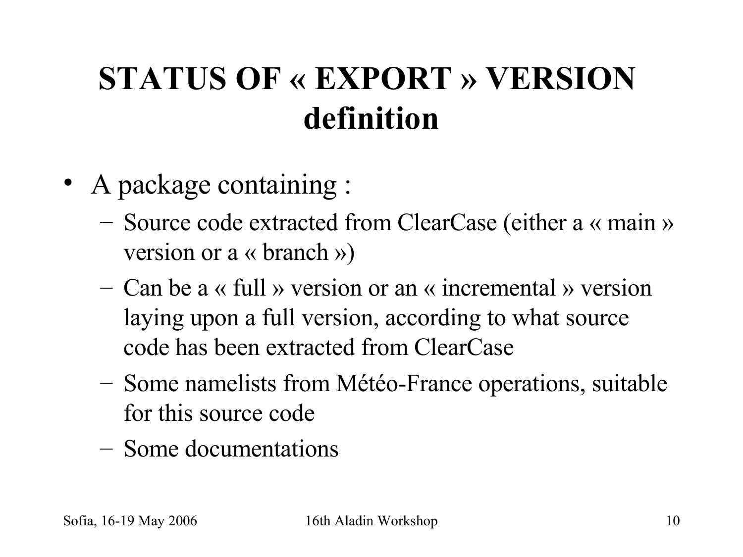# STATUS OF « EXPORT » VERSION definition

- A package containing :
  - Source code extracted from ClearCase (either a « main » version or a « branch »)
  - Can be a « full » version or an « incremental » version laying upon a full version, according to what source code has been extracted from ClearCase
  - Some namelists from Météo-France operations, suitable for this source code
  - Some documentations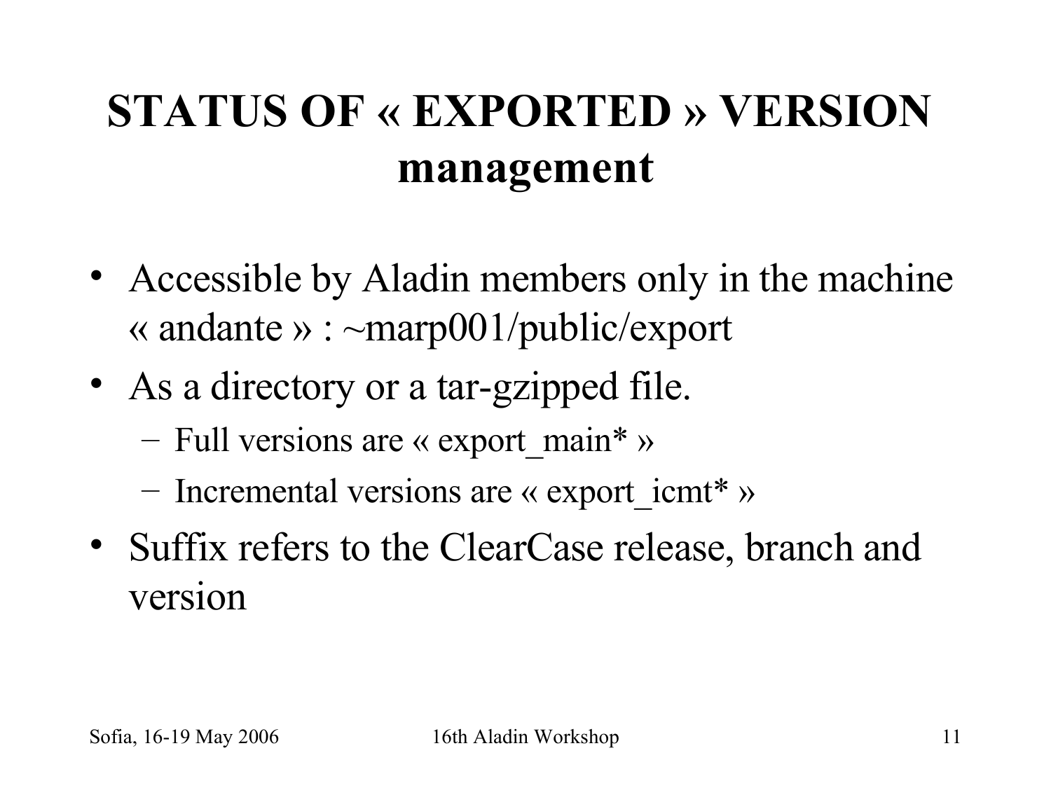# STATUS OF « EXPORTED » VERSION management

- Accessible by Aladin members only in the machine « andante » : ~marp001/public/export
- As a directory or a tar-gzipped file.
  - Full versions are « export_main* »
  - Incremental versions are « export_icmt* »
- Suffix refers to the ClearCase release, branch and version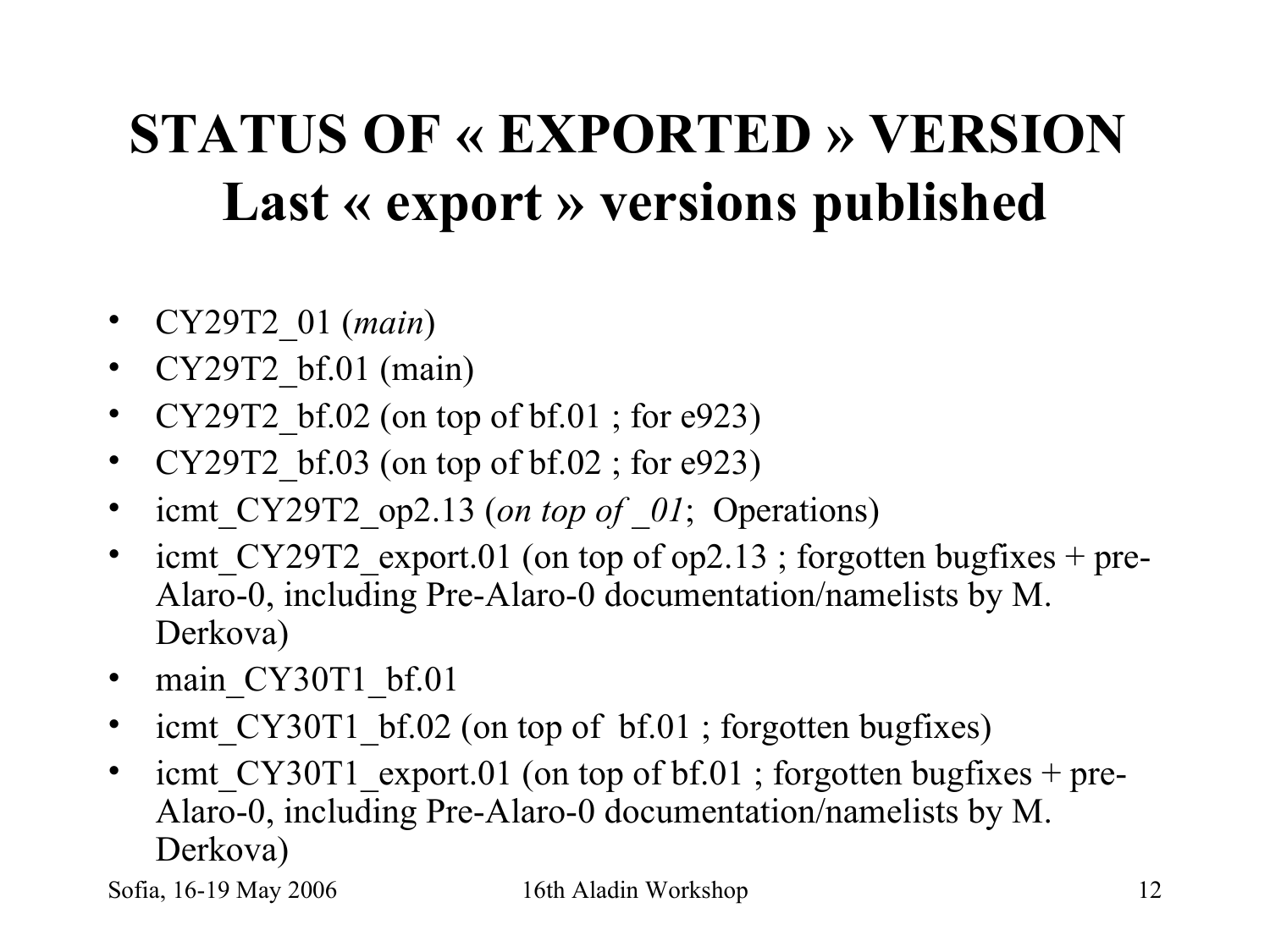# STATUS OF « EXPORTED » VERSION
## Last « export » versions published

- CY29T2_01 (*main*)
- CY29T2_bf.01 (main)
- CY29T2_bf.02 (on top of bf.01 ; for e923)
- CY29T2_bf.03 (on top of bf.02 ; for e923)
- icmt_CY29T2_op2.13 (*on top of _01*; Operations)
- icmt_CY29T2_export.01 (on top of op2.13 ; forgotten bugfixes + pre-Alaro-0, including Pre-Alaro-0 documentation/namelists by M. Derkova)
- main_CY30T1_bf.01
- icmt_CY30T1_bf.02 (on top of bf.01 ; forgotten bugfixes)
- icmt_CY30T1_export.01 (on top of bf.01 ; forgotten bugfixes + pre-Alaro-0, including Pre-Alaro-0 documentation/namelists by M. Derkova)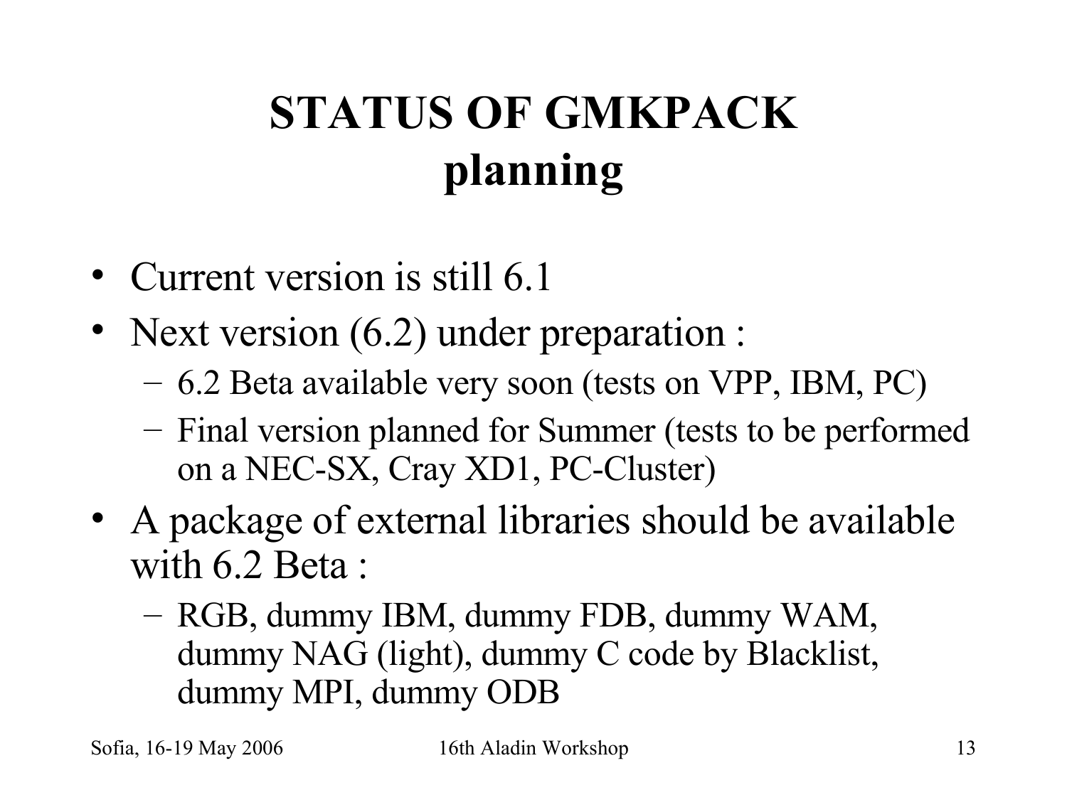# STATUS OF GMKPACK planning

- Current version is still 6.1
- Next version (6.2) under preparation :
  - 6.2 Beta available very soon (tests on VPP, IBM, PC)
  - Final version planned for Summer (tests to be performed on a NEC-SX, Cray XD1, PC-Cluster)
- A package of external libraries should be available with 6.2 Beta :
  - RGB, dummy IBM, dummy FDB, dummy WAM, dummy NAG (light), dummy C code by Blacklist, dummy MPI, dummy ODB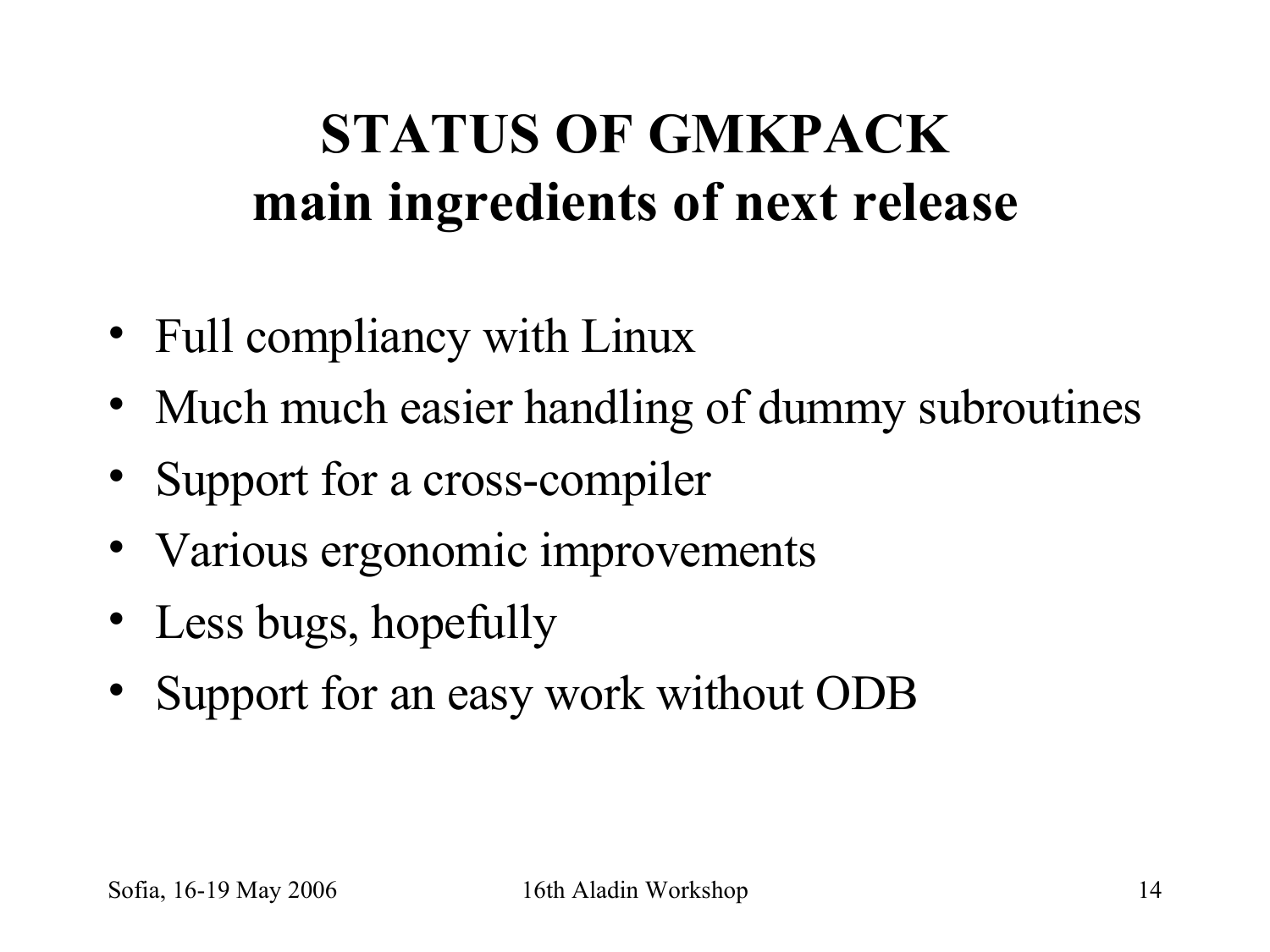# STATUS OF GMKPACK
## main ingredients of next release

- Full compliancy with Linux
- Much much easier handling of dummy subroutines
- Support for a cross-compiler
- Various ergonomic improvements
- Less bugs, hopefully
- Support for an easy work without ODB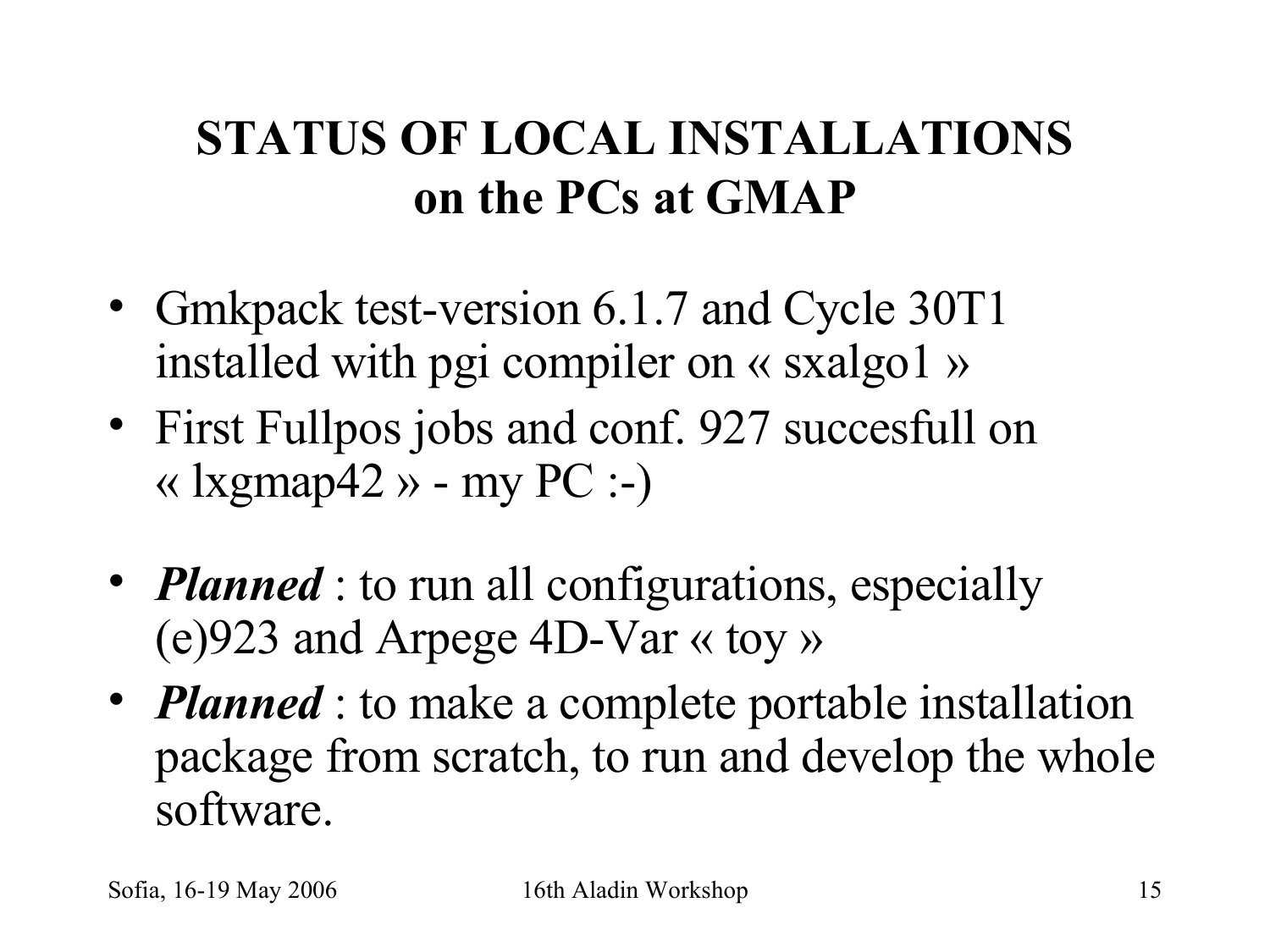# STATUS OF LOCAL INSTALLATIONS on the PCs at GMAP

- Gmkpack test-version 6.1.7 and Cycle 30T1 installed with pgi compiler on « sxalgo1 »
- First Fullpos jobs and conf. 927 succesfull on « lxgmap42 » - my PC :-)

- ***Planned*** : to run all configurations, especially (e)923 and Arpege 4D-Var « toy »
- ***Planned*** : to make a complete portable installation package from scratch, to run and develop the whole software.